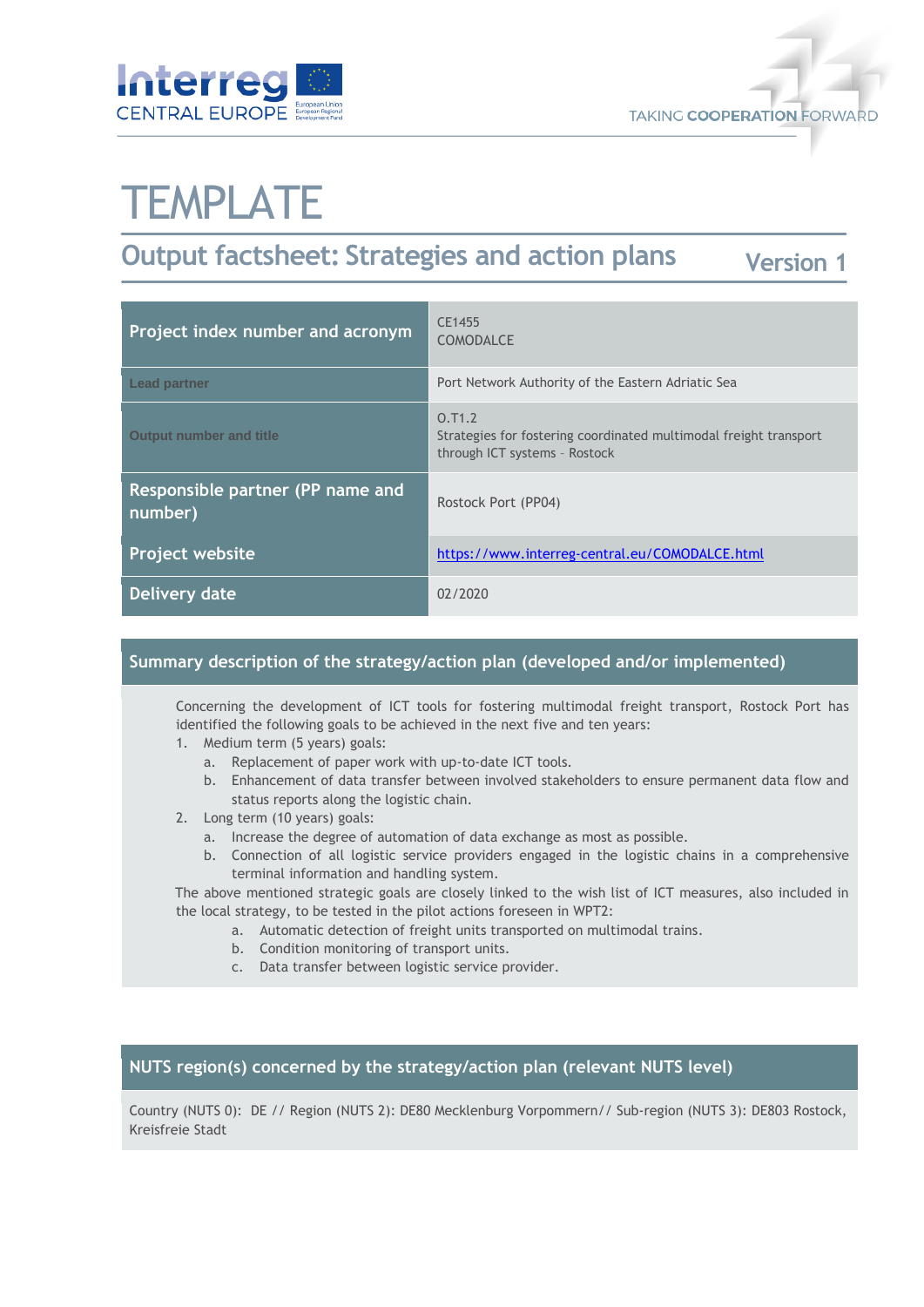# TEMPLATE

## Output factsheet: Strategies and action plans

Version 1

| Project index number and acronym | CE1455 COMODALCE |
| --- | --- |
| Lead partner | Port Network Authority of the Eastern Adriatic Sea |
| Output number and title | O.T1.2 Strategies for fostering coordinated multimodal freight transport through ICT systems – Rostock |
| Responsible partner (PP name and number) | Rostock Port (PP04) |
| Project website | https://www.interreg-central.eu/COMODALCE.html |
| Delivery date | 02/2020 |

### Summary description of the strategy/action plan (developed and/or implemented)

Concerning the development of ICT tools for fostering multimodal freight transport, Rostock Port has identified the following goals to be achieved in the next five and ten years:

1. Medium term (5 years) goals:
   a. Replacement of paper work with up-to-date ICT tools.
   b. Enhancement of data transfer between involved stakeholders to ensure permanent data flow and status reports along the logistic chain.
2. Long term (10 years) goals:
   a. Increase the degree of automation of data exchange as most as possible.
   b. Connection of all logistic service providers engaged in the logistic chains in a comprehensive terminal information and handling system.

The above mentioned strategic goals are closely linked to the wish list of ICT measures, also included in the local strategy, to be tested in the pilot actions foreseen in WPT2:

a. Automatic detection of freight units transported on multimodal trains.
b. Condition monitoring of transport units.
c. Data transfer between logistic service provider.

### NUTS region(s) concerned by the strategy/action plan (relevant NUTS level)

Country (NUTS 0): DE // Region (NUTS 2): DE80 Mecklenburg Vorpommern// Sub-region (NUTS 3): DE803 Rostock, Kreisfreie Stadt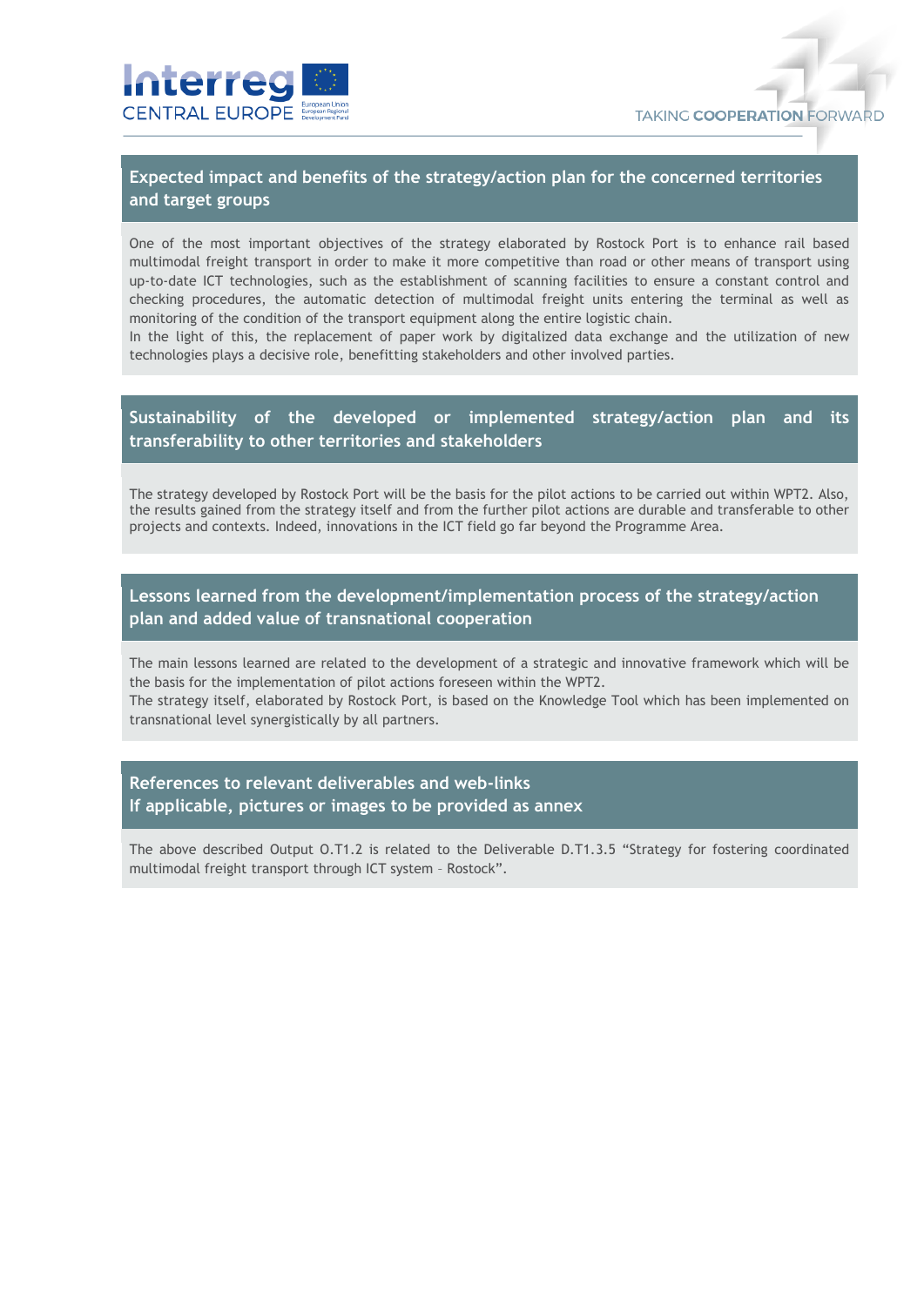## Expected impact and benefits of the strategy/action plan for the concerned territories and target groups

One of the most important objectives of the strategy elaborated by Rostock Port is to enhance rail based multimodal freight transport in order to make it more competitive than road or other means of transport using up-to-date ICT technologies, such as the establishment of scanning facilities to ensure a constant control and checking procedures, the automatic detection of multimodal freight units entering the terminal as well as monitoring of the condition of the transport equipment along the entire logistic chain.
In the light of this, the replacement of paper work by digitalized data exchange and the utilization of new technologies plays a decisive role, benefitting stakeholders and other involved parties.

## Sustainability of the developed or implemented strategy/action plan and its transferability to other territories and stakeholders

The strategy developed by Rostock Port will be the basis for the pilot actions to be carried out within WPT2. Also, the results gained from the strategy itself and from the further pilot actions are durable and transferable to other projects and contexts. Indeed, innovations in the ICT field go far beyond the Programme Area.

## Lessons learned from the development/implementation process of the strategy/action plan and added value of transnational cooperation

The main lessons learned are related to the development of a strategic and innovative framework which will be the basis for the implementation of pilot actions foreseen within the WPT2.
The strategy itself, elaborated by Rostock Port, is based on the Knowledge Tool which has been implemented on transnational level synergistically by all partners.

## References to relevant deliverables and web-links
## If applicable, pictures or images to be provided as annex

The above described Output O.T1.2 is related to the Deliverable D.T1.3.5 “Strategy for fostering coordinated multimodal freight transport through ICT system – Rostock”.